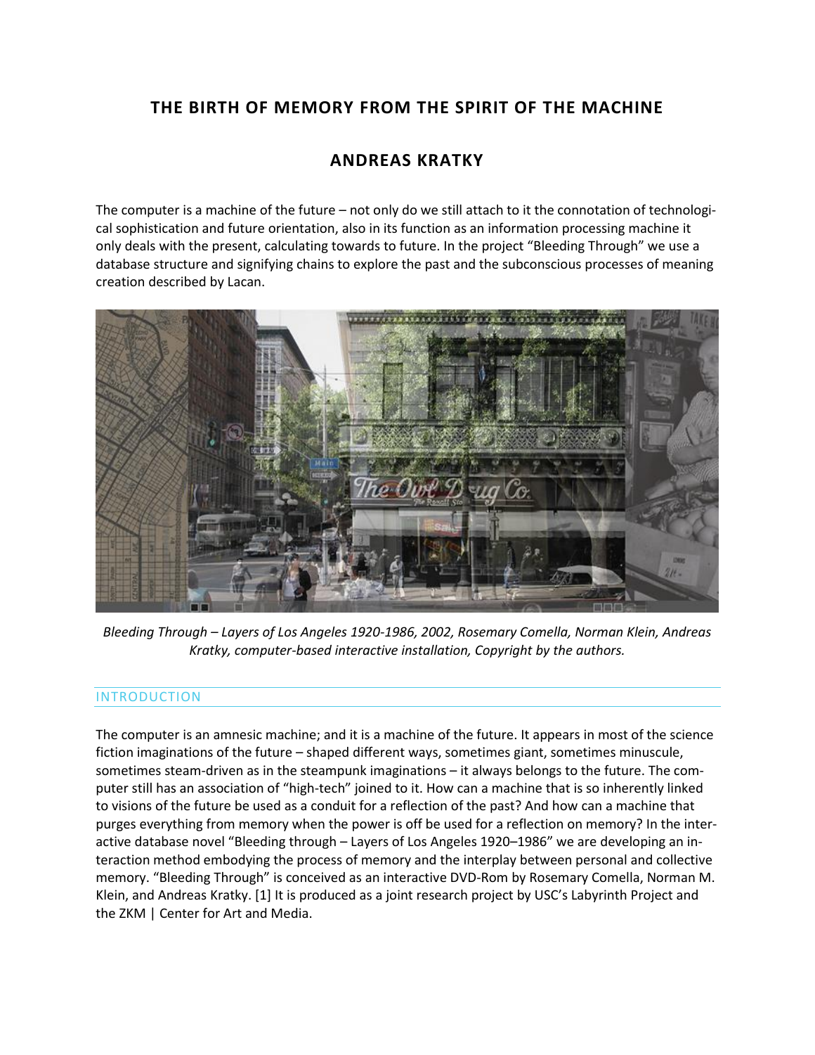# THE BIRTH OF MEMORY FROM THE SPIRIT OF THE MACHINE

## ANDREAS KRATKY

The computer is a machine of the future – not only do we still attach to it the connotation of technological sophistication and future orientation, also in its function as an information processing machine it only deals with the present, calculating towards to future. In the project "Bleeding Through" we use a database structure and signifying chains to explore the past and the subconscious processes of meaning creation described by Lacan.

*Bleeding Through – Layers of Los Angeles 1920-1986, 2002, Rosemary Comella, Norman Klein, Andreas Kratky, computer-based interactive installation, Copyright by the authors.*

## INTRODUCTION

The computer is an amnesic machine; and it is a machine of the future. It appears in most of the science fiction imaginations of the future – shaped different ways, sometimes giant, sometimes minuscule, sometimes steam-driven as in the steampunk imaginations – it always belongs to the future. The computer still has an association of "high-tech" joined to it. How can a machine that is so inherently linked to visions of the future be used as a conduit for a reflection of the past? And how can a machine that purges everything from memory when the power is off be used for a reflection on memory? In the interactive database novel "Bleeding through – Layers of Los Angeles 1920–1986" we are developing an interaction method embodying the process of memory and the interplay between personal and collective memory. "Bleeding Through" is conceived as an interactive DVD-Rom by Rosemary Comella, Norman M. Klein, and Andreas Kratky. [1] It is produced as a joint research project by USC's Labyrinth Project and the ZKM | Center for Art and Media.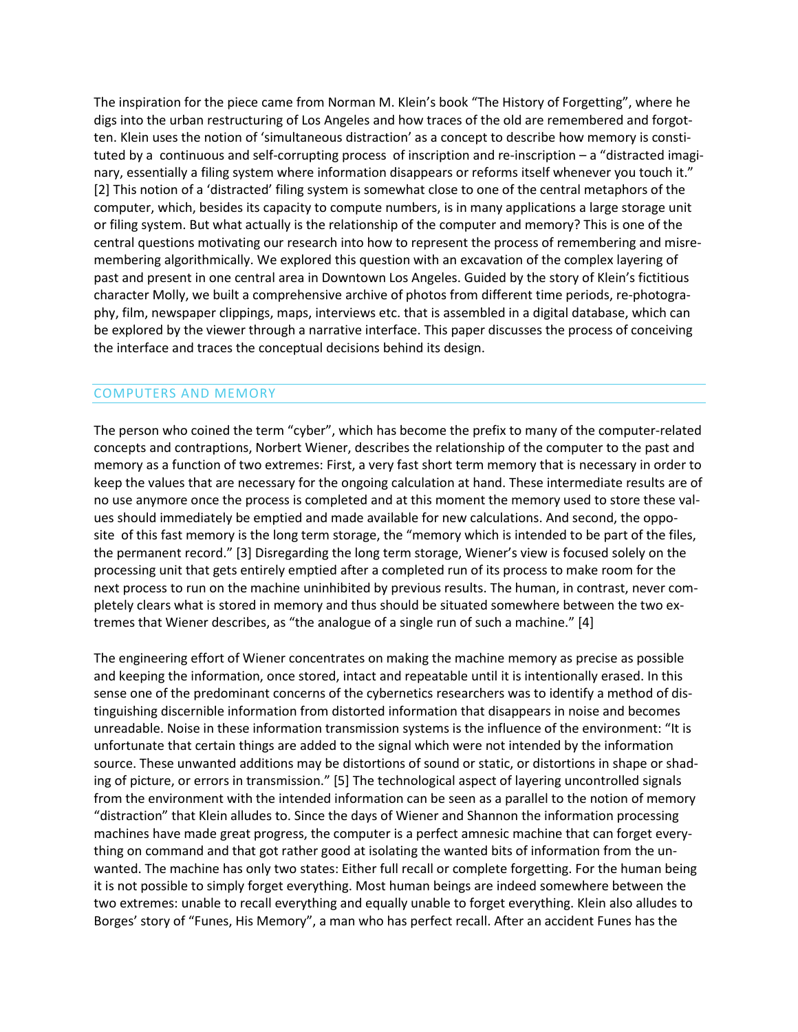The inspiration for the piece came from Norman M. Klein's book "The History of Forgetting", where he digs into the urban restructuring of Los Angeles and how traces of the old are remembered and forgotten. Klein uses the notion of 'simultaneous distraction' as a concept to describe how memory is constituted by a continuous and self-corrupting process of inscription and re-inscription – a "distracted imaginary, essentially a filing system where information disappears or reforms itself whenever you touch it." [2] This notion of a 'distracted' filing system is somewhat close to one of the central metaphors of the computer, which, besides its capacity to compute numbers, is in many applications a large storage unit or filing system. But what actually is the relationship of the computer and memory? This is one of the central questions motivating our research into how to represent the process of remembering and misremembering algorithmically. We explored this question with an excavation of the complex layering of past and present in one central area in Downtown Los Angeles. Guided by the story of Klein's fictitious character Molly, we built a comprehensive archive of photos from different time periods, re-photography, film, newspaper clippings, maps, interviews etc. that is assembled in a digital database, which can be explored by the viewer through a narrative interface. This paper discusses the process of conceiving the interface and traces the conceptual decisions behind its design.

## COMPUTERS AND MEMORY

The person who coined the term "cyber", which has become the prefix to many of the computer-related concepts and contraptions, Norbert Wiener, describes the relationship of the computer to the past and memory as a function of two extremes: First, a very fast short term memory that is necessary in order to keep the values that are necessary for the ongoing calculation at hand. These intermediate results are of no use anymore once the process is completed and at this moment the memory used to store these values should immediately be emptied and made available for new calculations. And second, the opposite of this fast memory is the long term storage, the "memory which is intended to be part of the files, the permanent record." [3] Disregarding the long term storage, Wiener's view is focused solely on the processing unit that gets entirely emptied after a completed run of its process to make room for the next process to run on the machine uninhibited by previous results. The human, in contrast, never completely clears what is stored in memory and thus should be situated somewhere between the two extremes that Wiener describes, as "the analogue of a single run of such a machine." [4]

The engineering effort of Wiener concentrates on making the machine memory as precise as possible and keeping the information, once stored, intact and repeatable until it is intentionally erased. In this sense one of the predominant concerns of the cybernetics researchers was to identify a method of distinguishing discernible information from distorted information that disappears in noise and becomes unreadable. Noise in these information transmission systems is the influence of the environment: "It is unfortunate that certain things are added to the signal which were not intended by the information source. These unwanted additions may be distortions of sound or static, or distortions in shape or shading of picture, or errors in transmission." [5] The technological aspect of layering uncontrolled signals from the environment with the intended information can be seen as a parallel to the notion of memory "distraction" that Klein alludes to. Since the days of Wiener and Shannon the information processing machines have made great progress, the computer is a perfect amnesic machine that can forget everything on command and that got rather good at isolating the wanted bits of information from the unwanted. The machine has only two states: Either full recall or complete forgetting. For the human being it is not possible to simply forget everything. Most human beings are indeed somewhere between the two extremes: unable to recall everything and equally unable to forget everything. Klein also alludes to Borges' story of "Funes, His Memory", a man who has perfect recall. After an accident Funes has the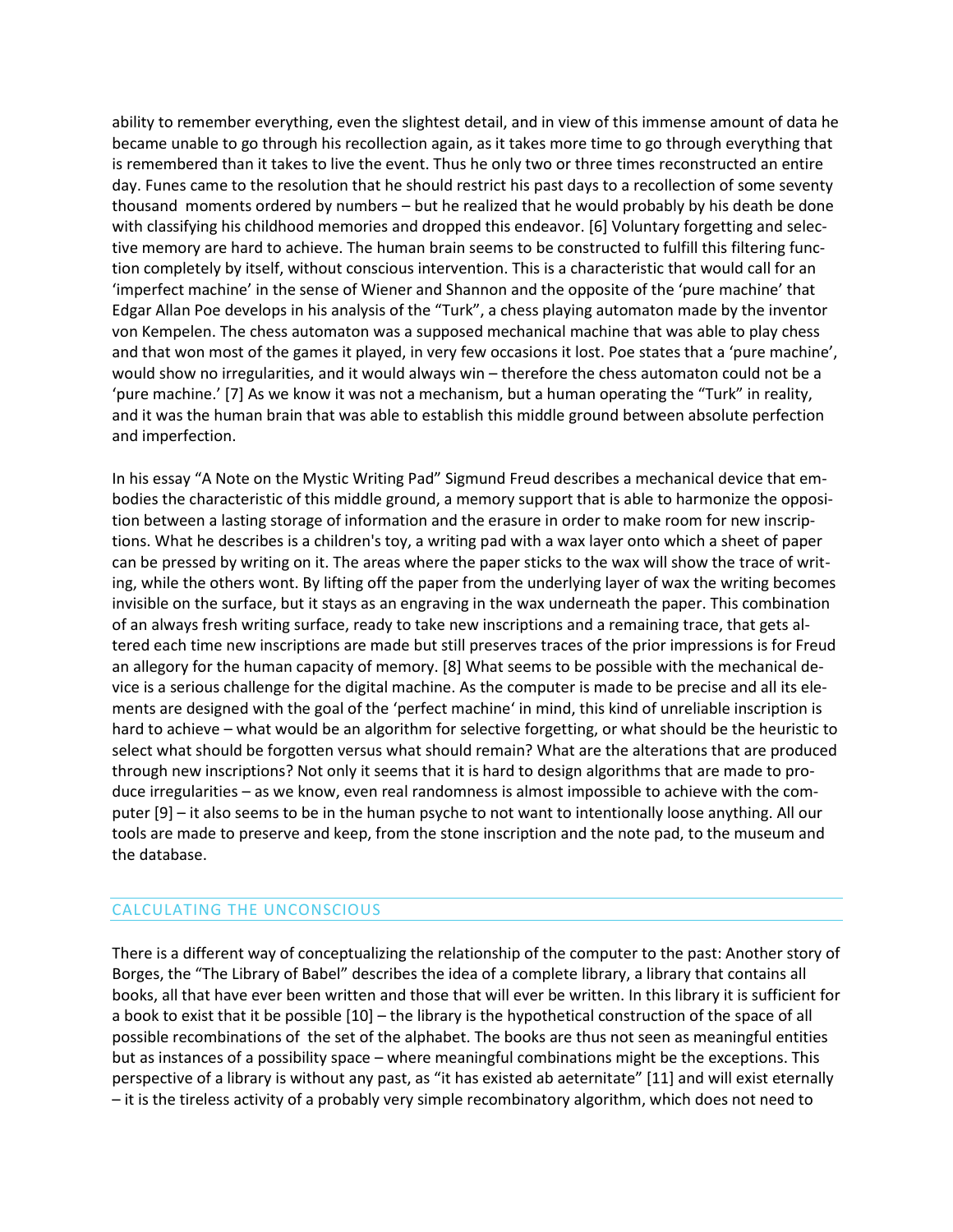ability to remember everything, even the slightest detail, and in view of this immense amount of data he became unable to go through his recollection again, as it takes more time to go through everything that is remembered than it takes to live the event. Thus he only two or three times reconstructed an entire day. Funes came to the resolution that he should restrict his past days to a recollection of some seventy thousand moments ordered by numbers – but he realized that he would probably by his death be done with classifying his childhood memories and dropped this endeavor. [6] Voluntary forgetting and selective memory are hard to achieve. The human brain seems to be constructed to fulfill this filtering function completely by itself, without conscious intervention. This is a characteristic that would call for an 'imperfect machine' in the sense of Wiener and Shannon and the opposite of the 'pure machine' that Edgar Allan Poe develops in his analysis of the "Turk", a chess playing automaton made by the inventor von Kempelen. The chess automaton was a supposed mechanical machine that was able to play chess and that won most of the games it played, in very few occasions it lost. Poe states that a 'pure machine', would show no irregularities, and it would always win – therefore the chess automaton could not be a 'pure machine.' [7] As we know it was not a mechanism, but a human operating the "Turk" in reality, and it was the human brain that was able to establish this middle ground between absolute perfection and imperfection.

In his essay "A Note on the Mystic Writing Pad" Sigmund Freud describes a mechanical device that embodies the characteristic of this middle ground, a memory support that is able to harmonize the opposition between a lasting storage of information and the erasure in order to make room for new inscriptions. What he describes is a children's toy, a writing pad with a wax layer onto which a sheet of paper can be pressed by writing on it. The areas where the paper sticks to the wax will show the trace of writing, while the others wont. By lifting off the paper from the underlying layer of wax the writing becomes invisible on the surface, but it stays as an engraving in the wax underneath the paper. This combination of an always fresh writing surface, ready to take new inscriptions and a remaining trace, that gets altered each time new inscriptions are made but still preserves traces of the prior impressions is for Freud an allegory for the human capacity of memory. [8] What seems to be possible with the mechanical device is a serious challenge for the digital machine. As the computer is made to be precise and all its elements are designed with the goal of the 'perfect machine' in mind, this kind of unreliable inscription is hard to achieve – what would be an algorithm for selective forgetting, or what should be the heuristic to select what should be forgotten versus what should remain? What are the alterations that are produced through new inscriptions? Not only it seems that it is hard to design algorithms that are made to produce irregularities – as we know, even real randomness is almost impossible to achieve with the computer [9] – it also seems to be in the human psyche to not want to intentionally loose anything. All our tools are made to preserve and keep, from the stone inscription and the note pad, to the museum and the database.

## CALCULATING THE UNCONSCIOUS

There is a different way of conceptualizing the relationship of the computer to the past: Another story of Borges, the "The Library of Babel" describes the idea of a complete library, a library that contains all books, all that have ever been written and those that will ever be written. In this library it is sufficient for a book to exist that it be possible [10] – the library is the hypothetical construction of the space of all possible recombinations of the set of the alphabet. The books are thus not seen as meaningful entities but as instances of a possibility space – where meaningful combinations might be the exceptions. This perspective of a library is without any past, as "it has existed ab aeternitate" [11] and will exist eternally – it is the tireless activity of a probably very simple recombinatory algorithm, which does not need to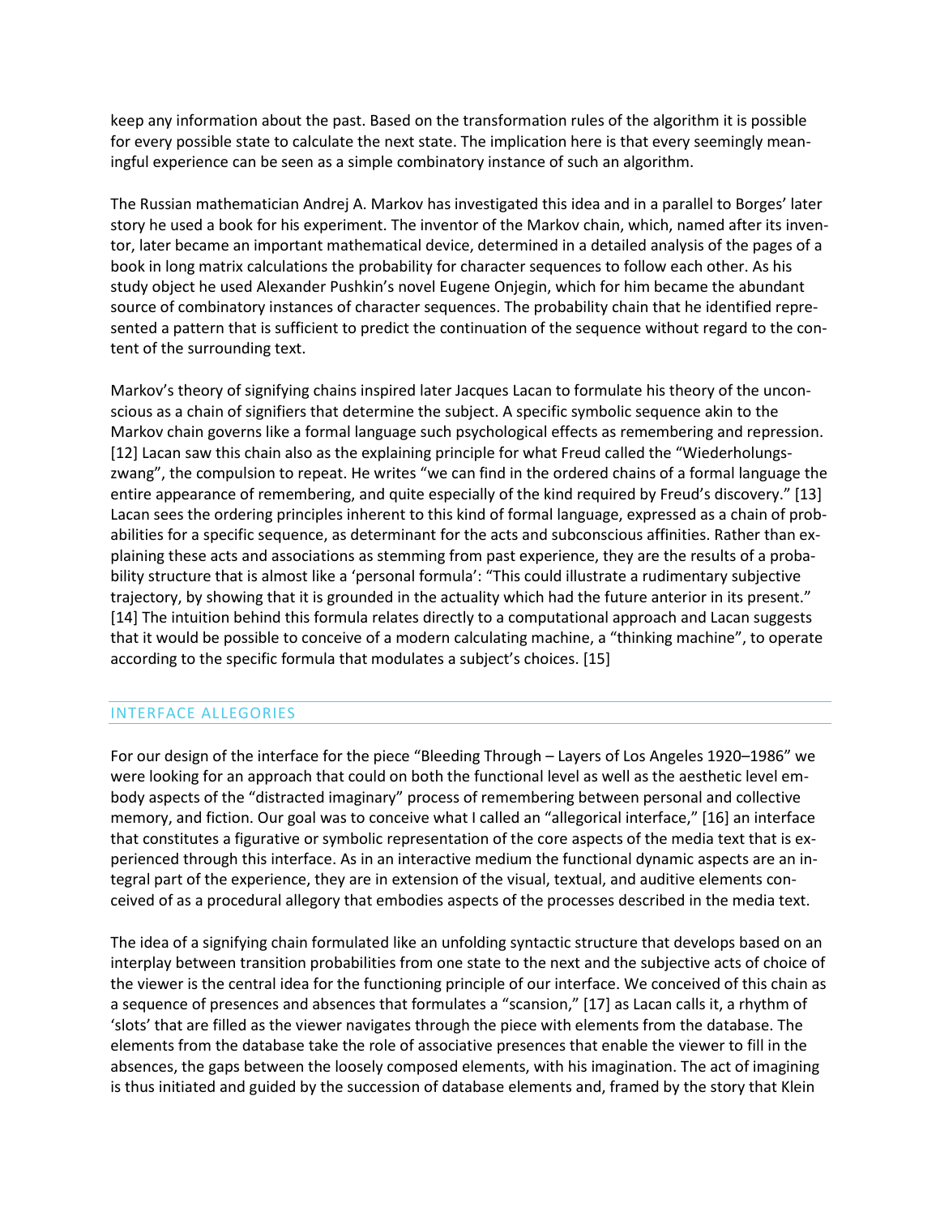keep any information about the past. Based on the transformation rules of the algorithm it is possible for every possible state to calculate the next state. The implication here is that every seemingly meaningful experience can be seen as a simple combinatory instance of such an algorithm.

The Russian mathematician Andrej A. Markov has investigated this idea and in a parallel to Borges' later story he used a book for his experiment. The inventor of the Markov chain, which, named after its inventor, later became an important mathematical device, determined in a detailed analysis of the pages of a book in long matrix calculations the probability for character sequences to follow each other. As his study object he used Alexander Pushkin's novel Eugene Onjegin, which for him became the abundant source of combinatory instances of character sequences. The probability chain that he identified represented a pattern that is sufficient to predict the continuation of the sequence without regard to the content of the surrounding text.

Markov's theory of signifying chains inspired later Jacques Lacan to formulate his theory of the unconscious as a chain of signifiers that determine the subject. A specific symbolic sequence akin to the Markov chain governs like a formal language such psychological effects as remembering and repression. [12] Lacan saw this chain also as the explaining principle for what Freud called the "Wiederholungszwang", the compulsion to repeat. He writes "we can find in the ordered chains of a formal language the entire appearance of remembering, and quite especially of the kind required by Freud's discovery." [13] Lacan sees the ordering principles inherent to this kind of formal language, expressed as a chain of probabilities for a specific sequence, as determinant for the acts and subconscious affinities. Rather than explaining these acts and associations as stemming from past experience, they are the results of a probability structure that is almost like a 'personal formula': "This could illustrate a rudimentary subjective trajectory, by showing that it is grounded in the actuality which had the future anterior in its present." [14] The intuition behind this formula relates directly to a computational approach and Lacan suggests that it would be possible to conceive of a modern calculating machine, a "thinking machine", to operate according to the specific formula that modulates a subject's choices. [15]

## INTERFACE ALLEGORIES

For our design of the interface for the piece "Bleeding Through – Layers of Los Angeles 1920–1986" we were looking for an approach that could on both the functional level as well as the aesthetic level embody aspects of the "distracted imaginary" process of remembering between personal and collective memory, and fiction. Our goal was to conceive what I called an "allegorical interface," [16] an interface that constitutes a figurative or symbolic representation of the core aspects of the media text that is experienced through this interface. As in an interactive medium the functional dynamic aspects are an integral part of the experience, they are in extension of the visual, textual, and auditive elements conceived of as a procedural allegory that embodies aspects of the processes described in the media text.

The idea of a signifying chain formulated like an unfolding syntactic structure that develops based on an interplay between transition probabilities from one state to the next and the subjective acts of choice of the viewer is the central idea for the functioning principle of our interface. We conceived of this chain as a sequence of presences and absences that formulates a "scansion," [17] as Lacan calls it, a rhythm of 'slots' that are filled as the viewer navigates through the piece with elements from the database. The elements from the database take the role of associative presences that enable the viewer to fill in the absences, the gaps between the loosely composed elements, with his imagination. The act of imagining is thus initiated and guided by the succession of database elements and, framed by the story that Klein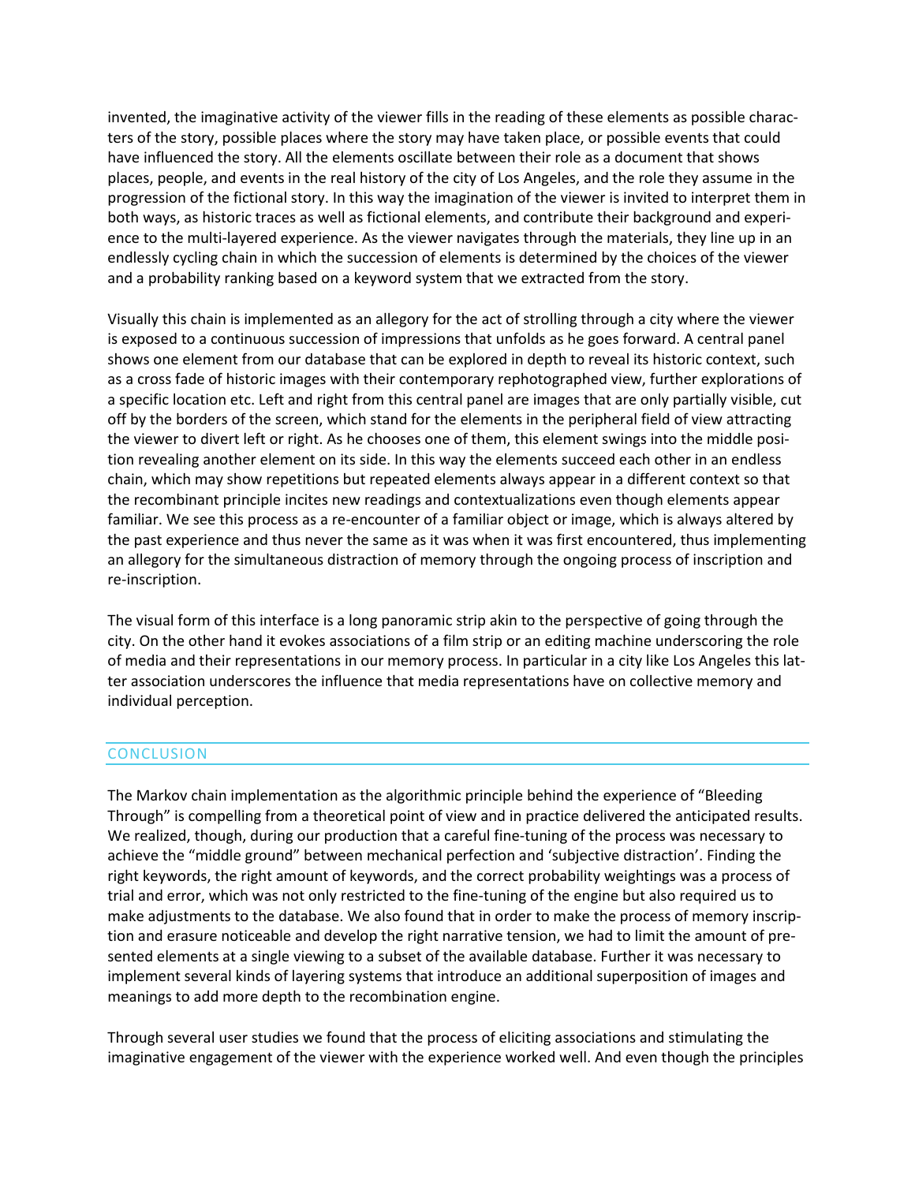invented, the imaginative activity of the viewer fills in the reading of these elements as possible characters of the story, possible places where the story may have taken place, or possible events that could have influenced the story. All the elements oscillate between their role as a document that shows places, people, and events in the real history of the city of Los Angeles, and the role they assume in the progression of the fictional story. In this way the imagination of the viewer is invited to interpret them in both ways, as historic traces as well as fictional elements, and contribute their background and experience to the multi-layered experience. As the viewer navigates through the materials, they line up in an endlessly cycling chain in which the succession of elements is determined by the choices of the viewer and a probability ranking based on a keyword system that we extracted from the story.

Visually this chain is implemented as an allegory for the act of strolling through a city where the viewer is exposed to a continuous succession of impressions that unfolds as he goes forward. A central panel shows one element from our database that can be explored in depth to reveal its historic context, such as a cross fade of historic images with their contemporary rephotographed view, further explorations of a specific location etc. Left and right from this central panel are images that are only partially visible, cut off by the borders of the screen, which stand for the elements in the peripheral field of view attracting the viewer to divert left or right. As he chooses one of them, this element swings into the middle position revealing another element on its side. In this way the elements succeed each other in an endless chain, which may show repetitions but repeated elements always appear in a different context so that the recombinant principle incites new readings and contextualizations even though elements appear familiar. We see this process as a re-encounter of a familiar object or image, which is always altered by the past experience and thus never the same as it was when it was first encountered, thus implementing an allegory for the simultaneous distraction of memory through the ongoing process of inscription and re-inscription.

The visual form of this interface is a long panoramic strip akin to the perspective of going through the city. On the other hand it evokes associations of a film strip or an editing machine underscoring the role of media and their representations in our memory process. In particular in a city like Los Angeles this latter association underscores the influence that media representations have on collective memory and individual perception.

## CONCLUSION

The Markov chain implementation as the algorithmic principle behind the experience of "Bleeding Through" is compelling from a theoretical point of view and in practice delivered the anticipated results. We realized, though, during our production that a careful fine-tuning of the process was necessary to achieve the "middle ground" between mechanical perfection and 'subjective distraction'. Finding the right keywords, the right amount of keywords, and the correct probability weightings was a process of trial and error, which was not only restricted to the fine-tuning of the engine but also required us to make adjustments to the database. We also found that in order to make the process of memory inscription and erasure noticeable and develop the right narrative tension, we had to limit the amount of presented elements at a single viewing to a subset of the available database. Further it was necessary to implement several kinds of layering systems that introduce an additional superposition of images and meanings to add more depth to the recombination engine.

Through several user studies we found that the process of eliciting associations and stimulating the imaginative engagement of the viewer with the experience worked well. And even though the principles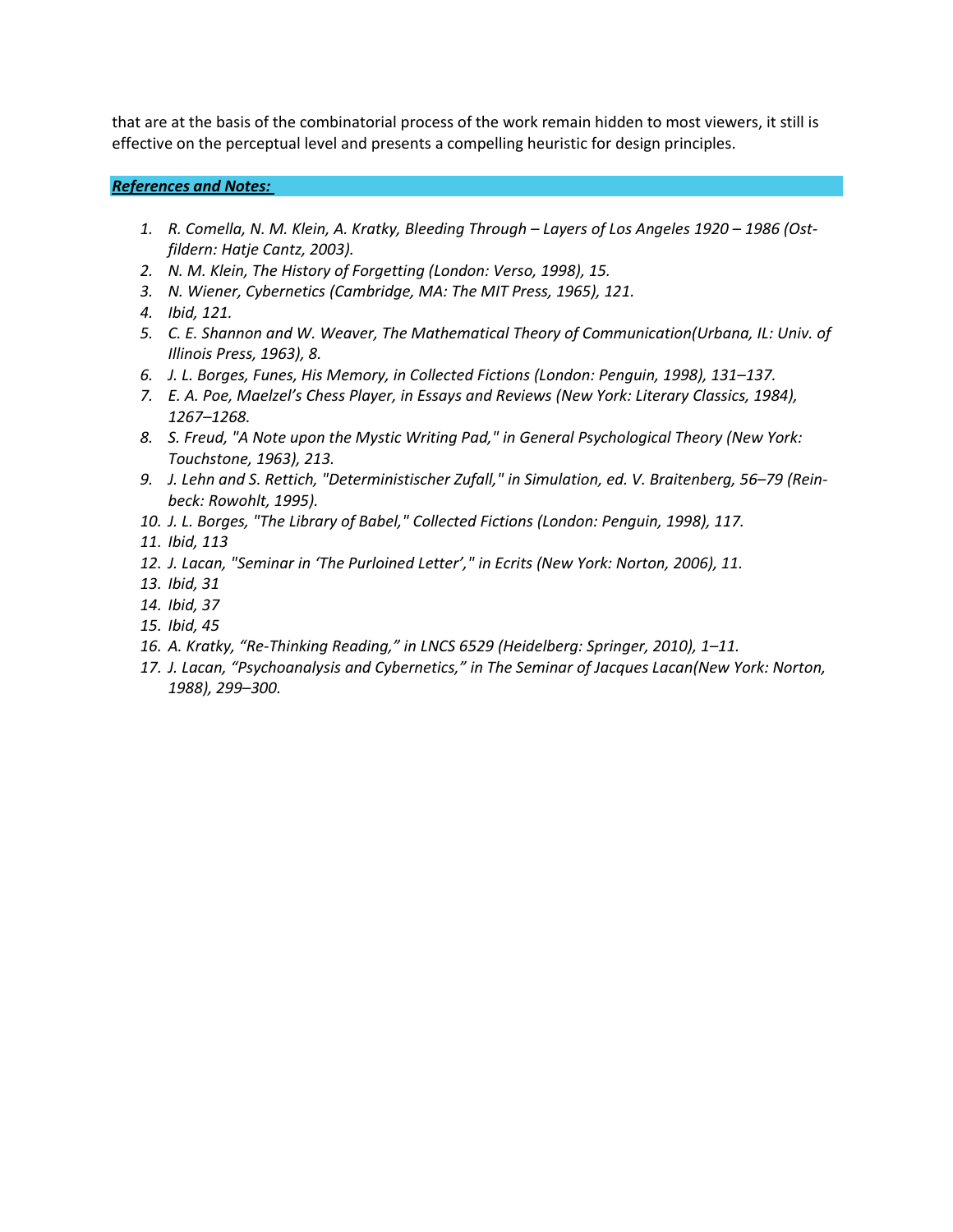that are at the basis of the combinatorial process of the work remain hidden to most viewers, it still is effective on the perceptual level and presents a compelling heuristic for design principles.

***References and Notes:***

1. *R. Comella, N. M. Klein, A. Kratky, Bleeding Through – Layers of Los Angeles 1920 – 1986 (Ost-fildern: Hatje Cantz, 2003).*
2. *N. M. Klein, The History of Forgetting (London: Verso, 1998), 15.*
3. *N. Wiener, Cybernetics (Cambridge, MA: The MIT Press, 1965), 121.*
4. *Ibid, 121.*
5. *C. E. Shannon and W. Weaver, The Mathematical Theory of Communication(Urbana, IL: Univ. of Illinois Press, 1963), 8.*
6. *J. L. Borges, Funes, His Memory, in Collected Fictions (London: Penguin, 1998), 131–137.*
7. *E. A. Poe, Maelzel's Chess Player, in Essays and Reviews (New York: Literary Classics, 1984), 1267–1268.*
8. *S. Freud, "A Note upon the Mystic Writing Pad," in General Psychological Theory (New York: Touchstone, 1963), 213.*
9. *J. Lehn and S. Rettich, "Deterministischer Zufall," in Simulation, ed. V. Braitenberg, 56–79 (Rein-beck: Rowohlt, 1995).*
10. *J. L. Borges, "The Library of Babel," Collected Fictions (London: Penguin, 1998), 117.*
11. *Ibid, 113*
12. *J. Lacan, "Seminar in 'The Purloined Letter'," in Ecrits (New York: Norton, 2006), 11.*
13. *Ibid, 31*
14. *Ibid, 37*
15. *Ibid, 45*
16. *A. Kratky, "Re-Thinking Reading," in LNCS 6529 (Heidelberg: Springer, 2010), 1–11.*
17. *J. Lacan, "Psychoanalysis and Cybernetics," in The Seminar of Jacques Lacan(New York: Norton, 1988), 299–300.*